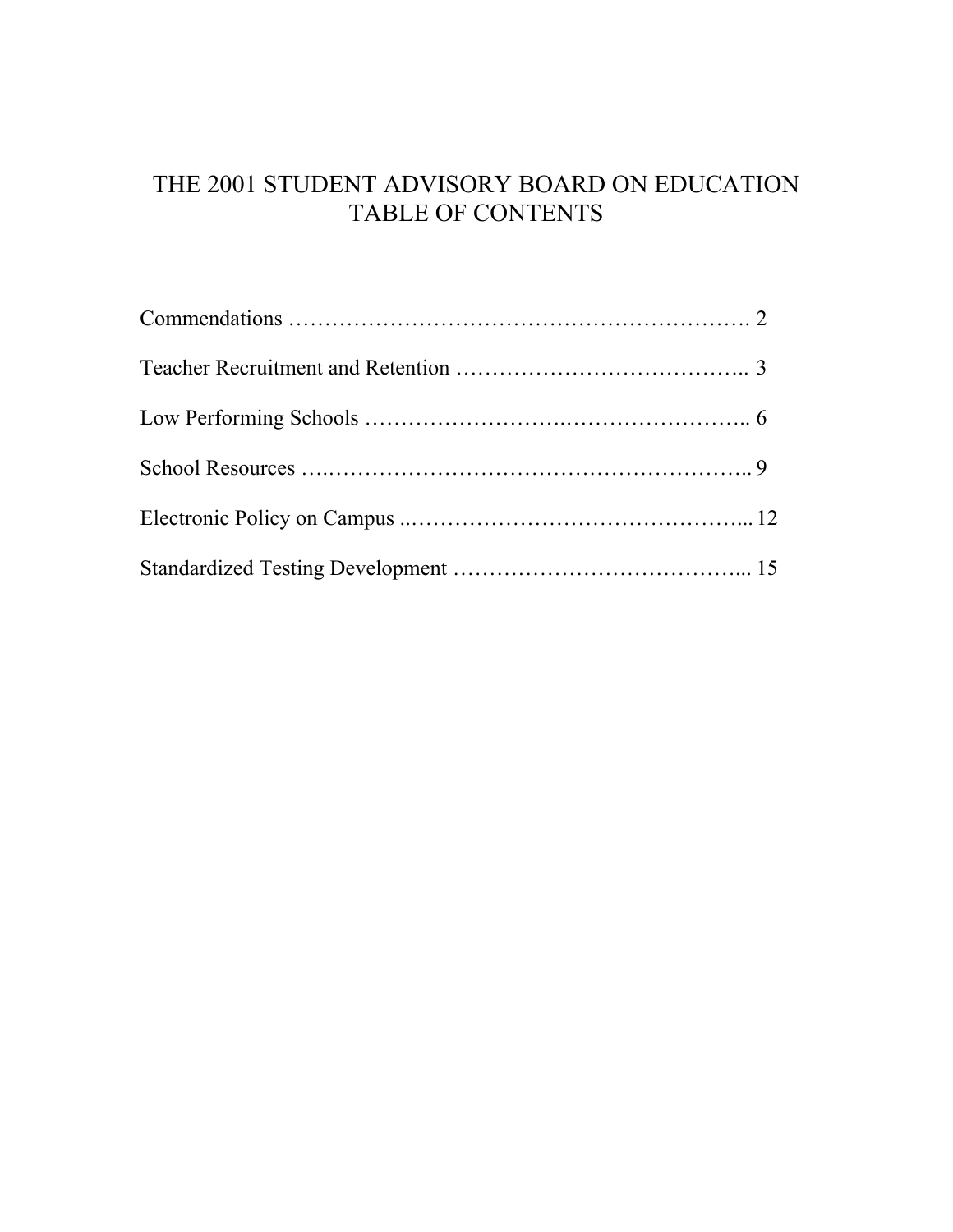# THE 2001 STUDENT ADVISORY BOARD ON EDUCATION
# TABLE OF CONTENTS

Commendations ………………………………………………………. 2

Teacher Recruitment and Retention ………………………………….. 3

Low Performing Schools ……………………….…………………….. 6

School Resources ….………………………………………………….. 9

Electronic Policy on Campus ..………………………………………... 12

Standardized Testing Development ………………………………….... 15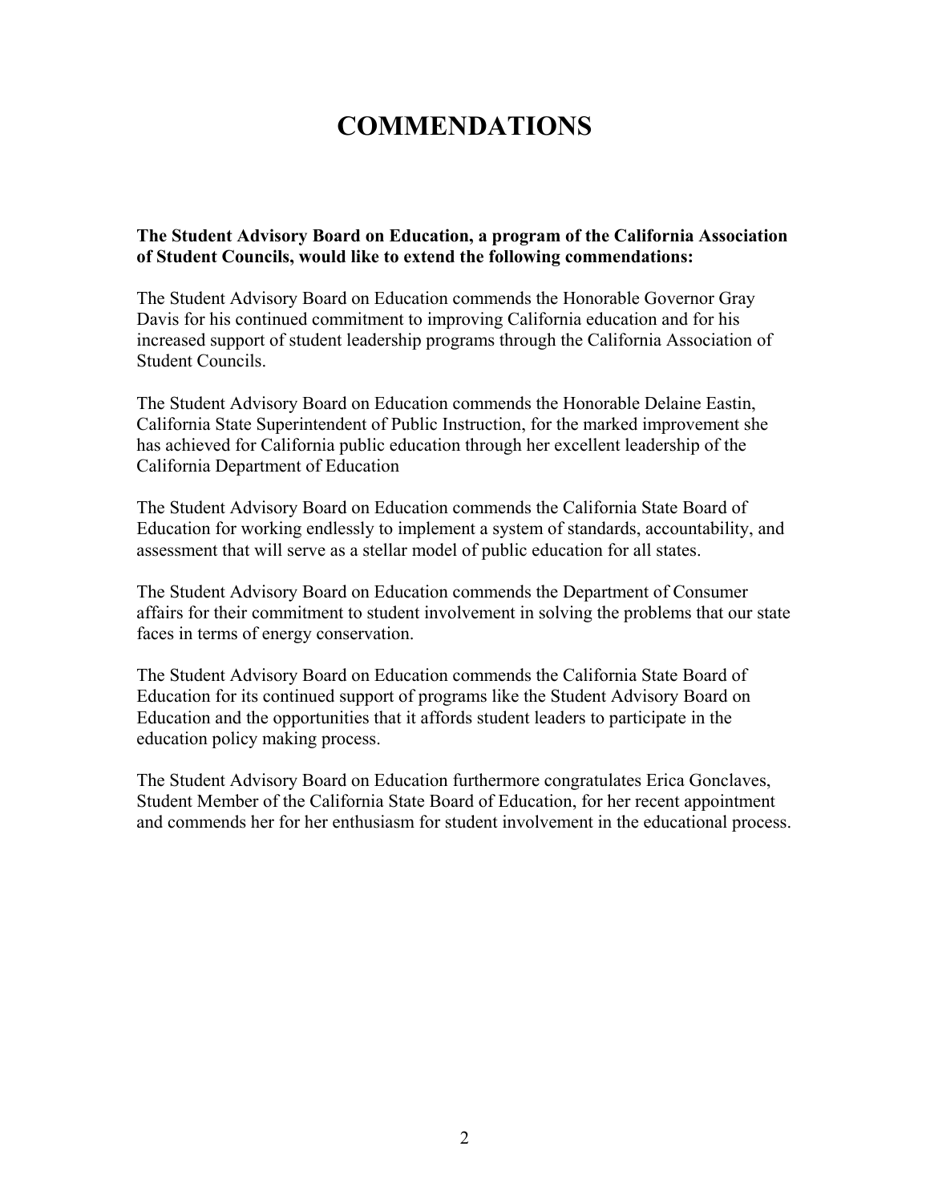# COMMENDATIONS

**The Student Advisory Board on Education, a program of the California Association of Student Councils, would like to extend the following commendations:**

The Student Advisory Board on Education commends the Honorable Governor Gray Davis for his continued commitment to improving California education and for his increased support of student leadership programs through the California Association of Student Councils.

The Student Advisory Board on Education commends the Honorable Delaine Eastin, California State Superintendent of Public Instruction, for the marked improvement she has achieved for California public education through her excellent leadership of the California Department of Education

The Student Advisory Board on Education commends the California State Board of Education for working endlessly to implement a system of standards, accountability, and assessment that will serve as a stellar model of public education for all states.

The Student Advisory Board on Education commends the Department of Consumer affairs for their commitment to student involvement in solving the problems that our state faces in terms of energy conservation.

The Student Advisory Board on Education commends the California State Board of Education for its continued support of programs like the Student Advisory Board on Education and the opportunities that it affords student leaders to participate in the education policy making process.

The Student Advisory Board on Education furthermore congratulates Erica Gonclaves, Student Member of the California State Board of Education, for her recent appointment and commends her for her enthusiasm for student involvement in the educational process.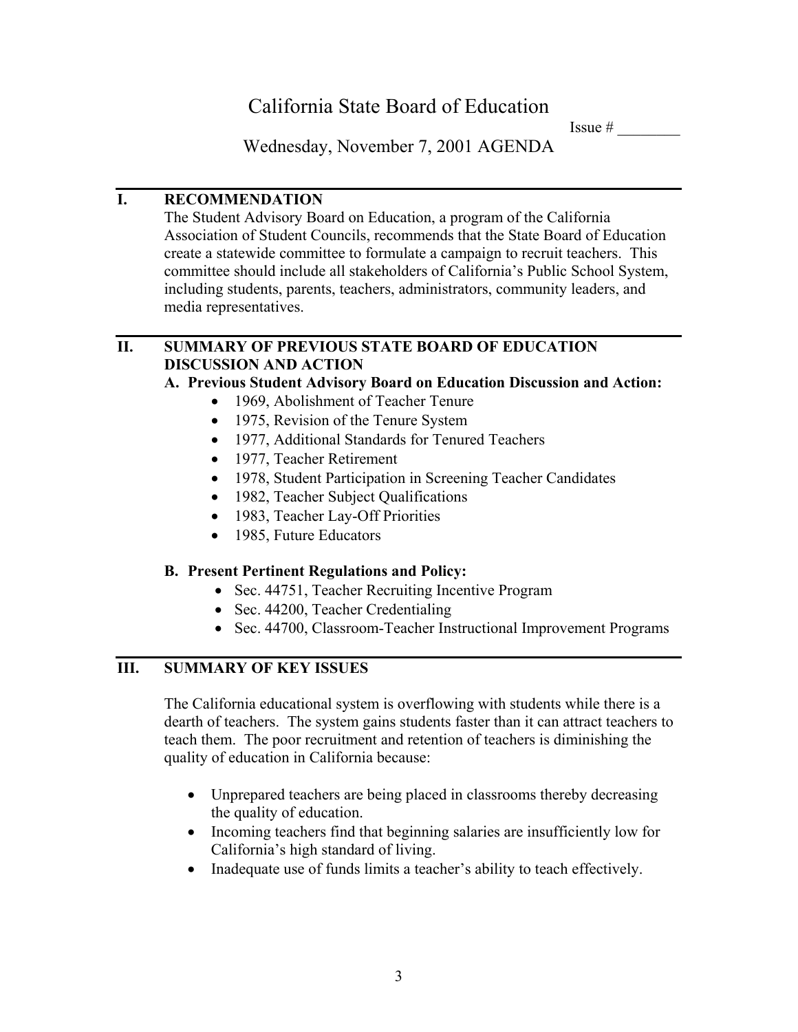# California State Board of Education

Issue # ________

Wednesday, November 7, 2001 AGENDA

## I. RECOMMENDATION

The Student Advisory Board on Education, a program of the California Association of Student Councils, recommends that the State Board of Education create a statewide committee to formulate a campaign to recruit teachers. This committee should include all stakeholders of California's Public School System, including students, parents, teachers, administrators, community leaders, and media representatives.

## II. SUMMARY OF PREVIOUS STATE BOARD OF EDUCATION DISCUSSION AND ACTION

**A. Previous Student Advisory Board on Education Discussion and Action:**

- 1969, Abolishment of Teacher Tenure
- 1975, Revision of the Tenure System
- 1977, Additional Standards for Tenured Teachers
- 1977, Teacher Retirement
- 1978, Student Participation in Screening Teacher Candidates
- 1982, Teacher Subject Qualifications
- 1983, Teacher Lay-Off Priorities
- 1985, Future Educators

**B. Present Pertinent Regulations and Policy:**

- Sec. 44751, Teacher Recruiting Incentive Program
- Sec. 44200, Teacher Credentialing
- Sec. 44700, Classroom-Teacher Instructional Improvement Programs

## III. SUMMARY OF KEY ISSUES

The California educational system is overflowing with students while there is a dearth of teachers. The system gains students faster than it can attract teachers to teach them. The poor recruitment and retention of teachers is diminishing the quality of education in California because:

- Unprepared teachers are being placed in classrooms thereby decreasing the quality of education.
- Incoming teachers find that beginning salaries are insufficiently low for California's high standard of living.
- Inadequate use of funds limits a teacher's ability to teach effectively.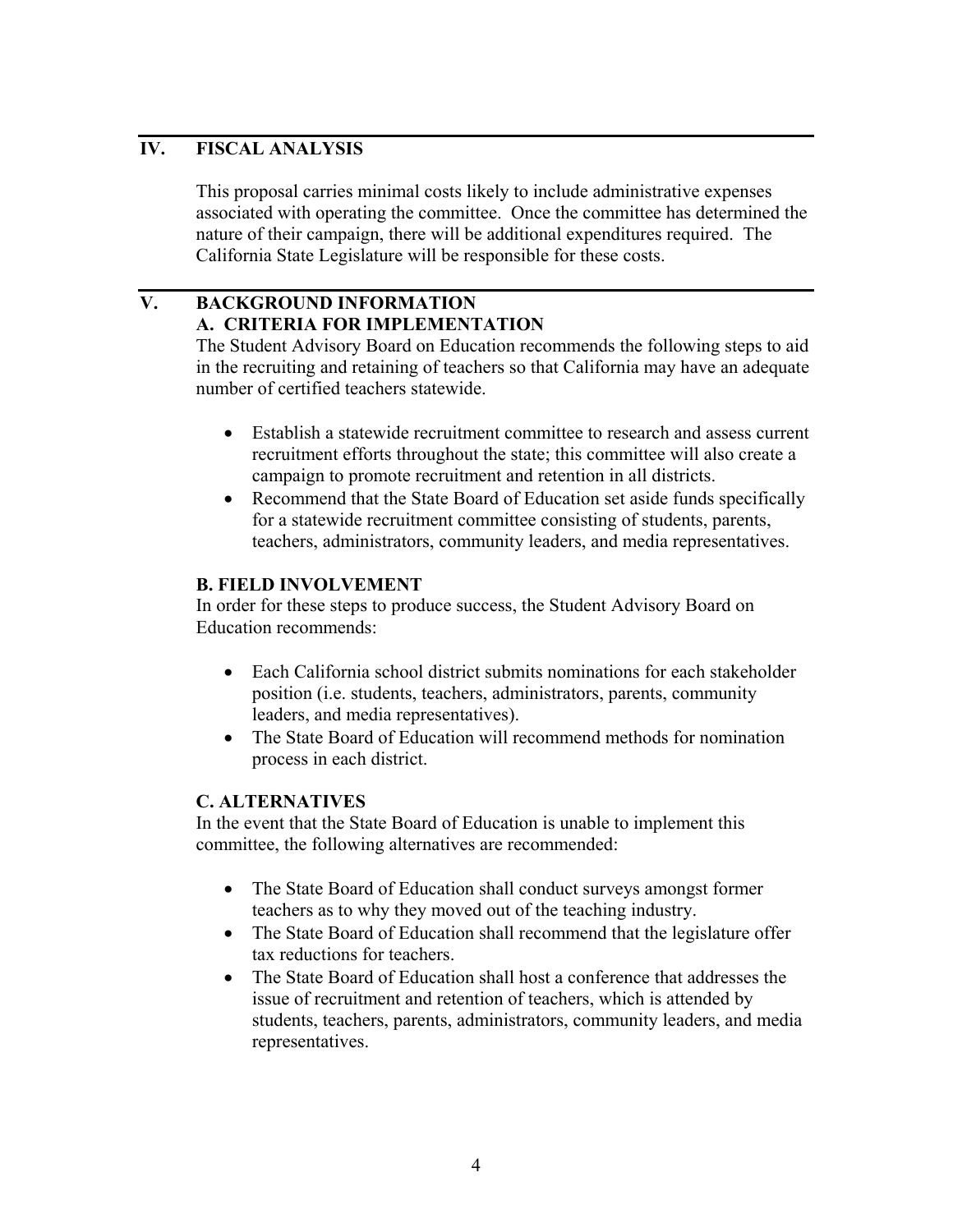## IV. FISCAL ANALYSIS

This proposal carries minimal costs likely to include administrative expenses associated with operating the committee. Once the committee has determined the nature of their campaign, there will be additional expenditures required. The California State Legislature will be responsible for these costs.

## V. BACKGROUND INFORMATION

### A. CRITERIA FOR IMPLEMENTATION

The Student Advisory Board on Education recommends the following steps to aid in the recruiting and retaining of teachers so that California may have an adequate number of certified teachers statewide.

- Establish a statewide recruitment committee to research and assess current recruitment efforts throughout the state; this committee will also create a campaign to promote recruitment and retention in all districts.
- Recommend that the State Board of Education set aside funds specifically for a statewide recruitment committee consisting of students, parents, teachers, administrators, community leaders, and media representatives.

### B. FIELD INVOLVEMENT

In order for these steps to produce success, the Student Advisory Board on Education recommends:

- Each California school district submits nominations for each stakeholder position (i.e. students, teachers, administrators, parents, community leaders, and media representatives).
- The State Board of Education will recommend methods for nomination process in each district.

### C. ALTERNATIVES

In the event that the State Board of Education is unable to implement this committee, the following alternatives are recommended:

- The State Board of Education shall conduct surveys amongst former teachers as to why they moved out of the teaching industry.
- The State Board of Education shall recommend that the legislature offer tax reductions for teachers.
- The State Board of Education shall host a conference that addresses the issue of recruitment and retention of teachers, which is attended by students, teachers, parents, administrators, community leaders, and media representatives.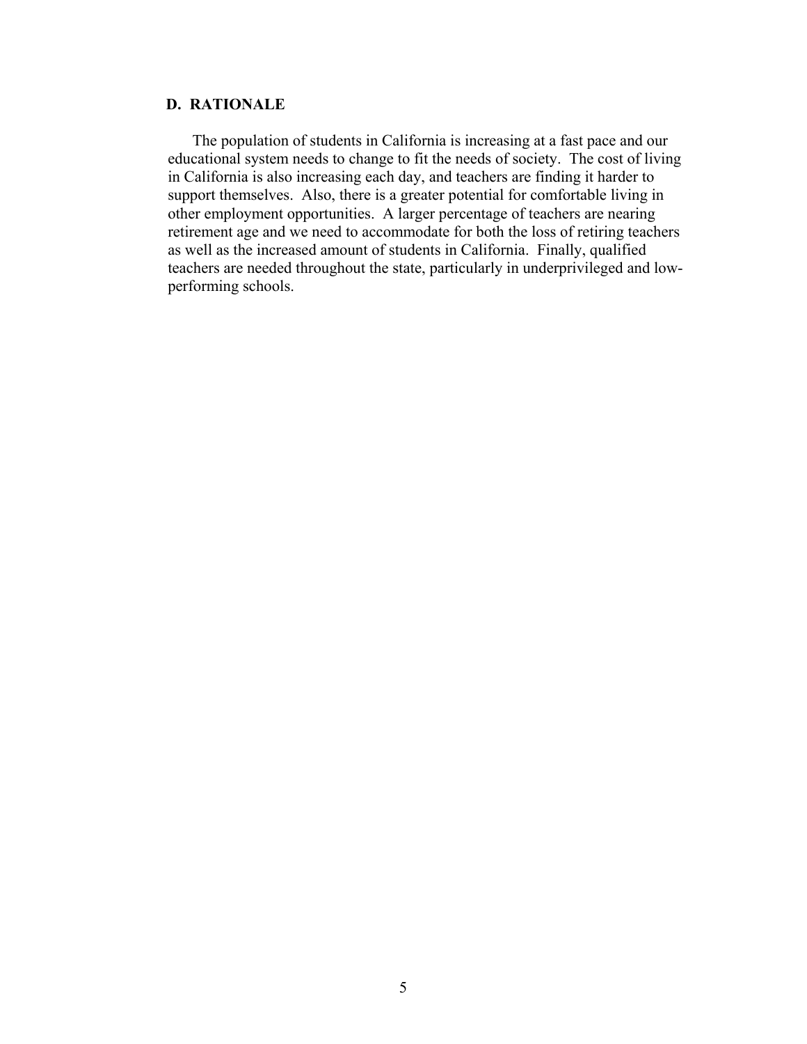## D. RATIONALE

The population of students in California is increasing at a fast pace and our educational system needs to change to fit the needs of society. The cost of living in California is also increasing each day, and teachers are finding it harder to support themselves. Also, there is a greater potential for comfortable living in other employment opportunities. A larger percentage of teachers are nearing retirement age and we need to accommodate for both the loss of retiring teachers as well as the increased amount of students in California. Finally, qualified teachers are needed throughout the state, particularly in underprivileged and low-performing schools.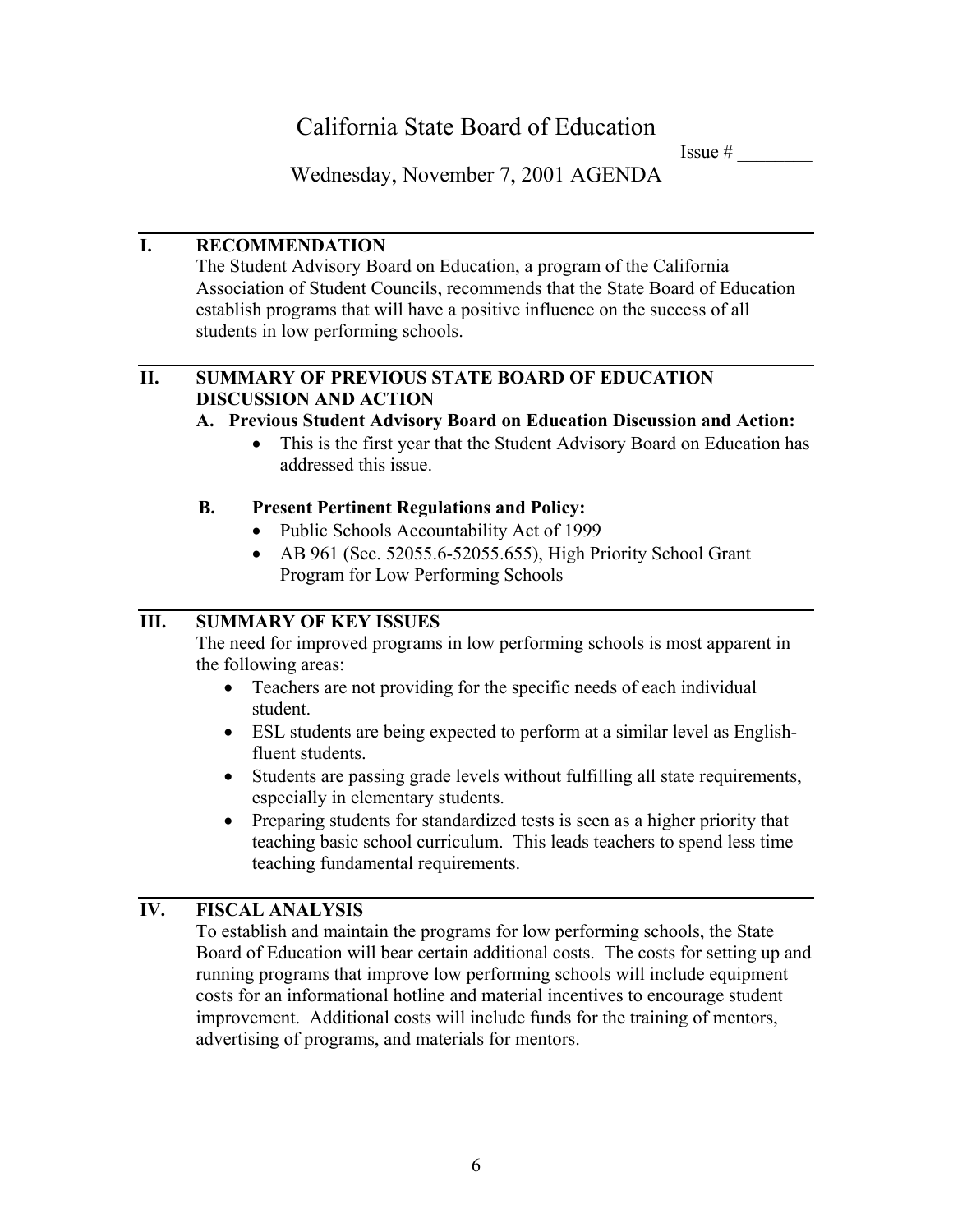# California State Board of Education

Issue # ________

## Wednesday, November 7, 2001 AGENDA

---

## I. RECOMMENDATION

The Student Advisory Board on Education, a program of the California Association of Student Councils, recommends that the State Board of Education establish programs that will have a positive influence on the success of all students in low performing schools.

---

## II. SUMMARY OF PREVIOUS STATE BOARD OF EDUCATION DISCUSSION AND ACTION

### A. Previous Student Advisory Board on Education Discussion and Action:

- This is the first year that the Student Advisory Board on Education has addressed this issue.

### B. Present Pertinent Regulations and Policy:

- Public Schools Accountability Act of 1999
- AB 961 (Sec. 52055.6-52055.655), High Priority School Grant Program for Low Performing Schools

---

## III. SUMMARY OF KEY ISSUES

The need for improved programs in low performing schools is most apparent in the following areas:

- Teachers are not providing for the specific needs of each individual student.
- ESL students are being expected to perform at a similar level as English-fluent students.
- Students are passing grade levels without fulfilling all state requirements, especially in elementary students.
- Preparing students for standardized tests is seen as a higher priority that teaching basic school curriculum. This leads teachers to spend less time teaching fundamental requirements.

---

## IV. FISCAL ANALYSIS

To establish and maintain the programs for low performing schools, the State Board of Education will bear certain additional costs. The costs for setting up and running programs that improve low performing schools will include equipment costs for an informational hotline and material incentives to encourage student improvement. Additional costs will include funds for the training of mentors, advertising of programs, and materials for mentors.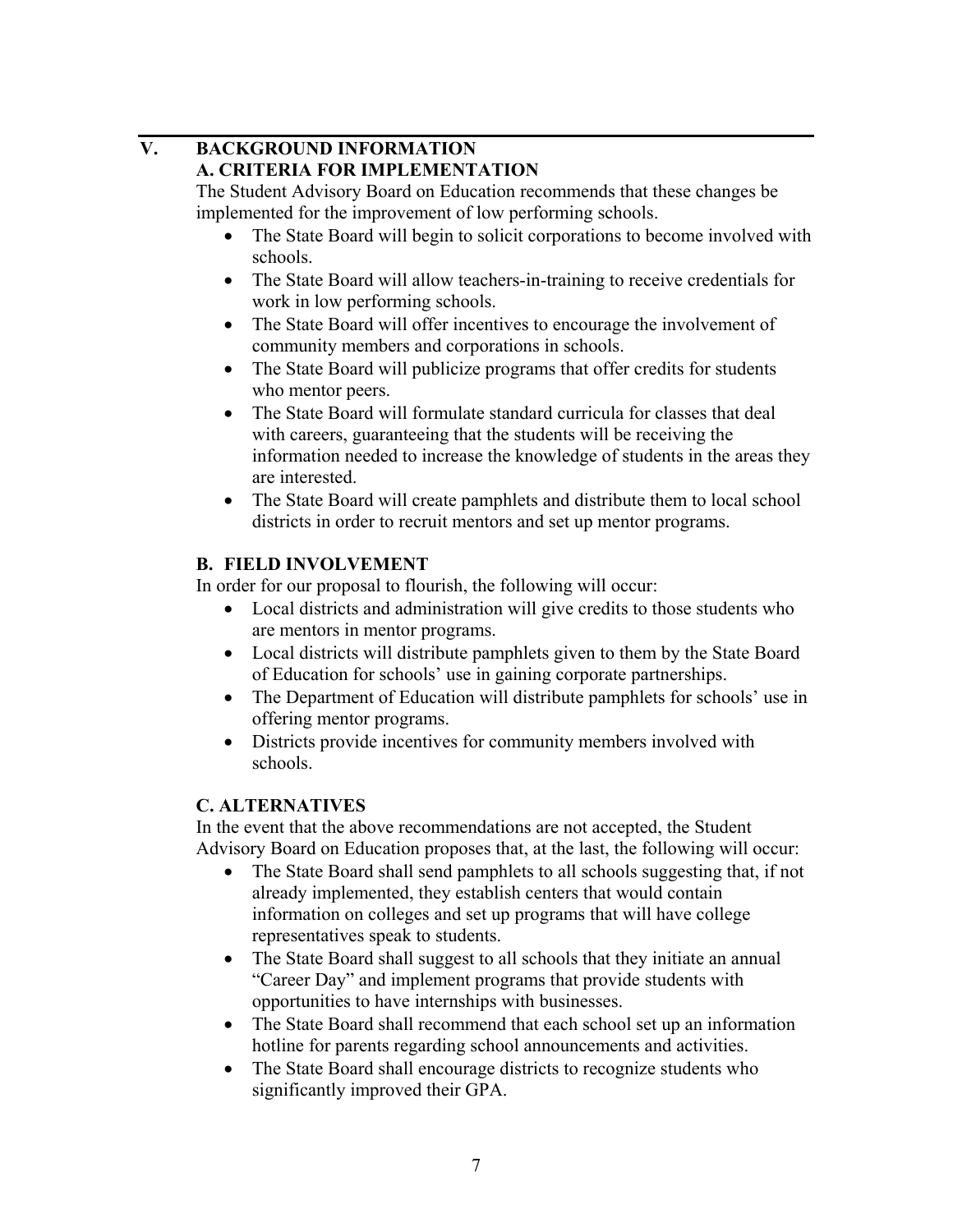## V. BACKGROUND INFORMATION

### A. CRITERIA FOR IMPLEMENTATION

The Student Advisory Board on Education recommends that these changes be implemented for the improvement of low performing schools.

- The State Board will begin to solicit corporations to become involved with schools.
- The State Board will allow teachers-in-training to receive credentials for work in low performing schools.
- The State Board will offer incentives to encourage the involvement of community members and corporations in schools.
- The State Board will publicize programs that offer credits for students who mentor peers.
- The State Board will formulate standard curricula for classes that deal with careers, guaranteeing that the students will be receiving the information needed to increase the knowledge of students in the areas they are interested.
- The State Board will create pamphlets and distribute them to local school districts in order to recruit mentors and set up mentor programs.

### B. FIELD INVOLVEMENT

In order for our proposal to flourish, the following will occur:

- Local districts and administration will give credits to those students who are mentors in mentor programs.
- Local districts will distribute pamphlets given to them by the State Board of Education for schools' use in gaining corporate partnerships.
- The Department of Education will distribute pamphlets for schools' use in offering mentor programs.
- Districts provide incentives for community members involved with schools.

### C. ALTERNATIVES

In the event that the above recommendations are not accepted, the Student Advisory Board on Education proposes that, at the last, the following will occur:

- The State Board shall send pamphlets to all schools suggesting that, if not already implemented, they establish centers that would contain information on colleges and set up programs that will have college representatives speak to students.
- The State Board shall suggest to all schools that they initiate an annual "Career Day" and implement programs that provide students with opportunities to have internships with businesses.
- The State Board shall recommend that each school set up an information hotline for parents regarding school announcements and activities.
- The State Board shall encourage districts to recognize students who significantly improved their GPA.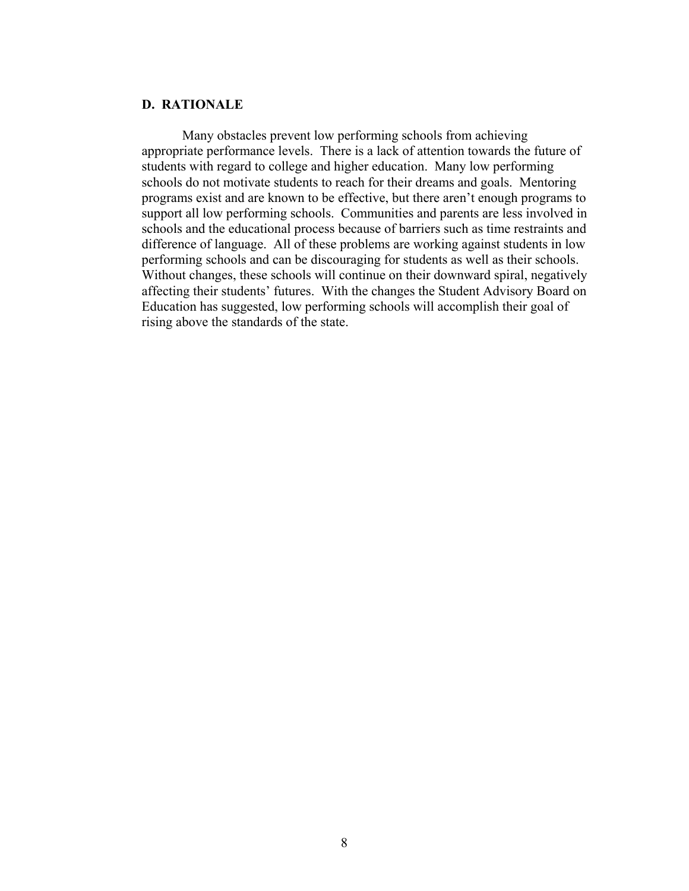### D. RATIONALE

Many obstacles prevent low performing schools from achieving appropriate performance levels. There is a lack of attention towards the future of students with regard to college and higher education. Many low performing schools do not motivate students to reach for their dreams and goals. Mentoring programs exist and are known to be effective, but there aren't enough programs to support all low performing schools. Communities and parents are less involved in schools and the educational process because of barriers such as time restraints and difference of language. All of these problems are working against students in low performing schools and can be discouraging for students as well as their schools. Without changes, these schools will continue on their downward spiral, negatively affecting their students' futures. With the changes the Student Advisory Board on Education has suggested, low performing schools will accomplish their goal of rising above the standards of the state.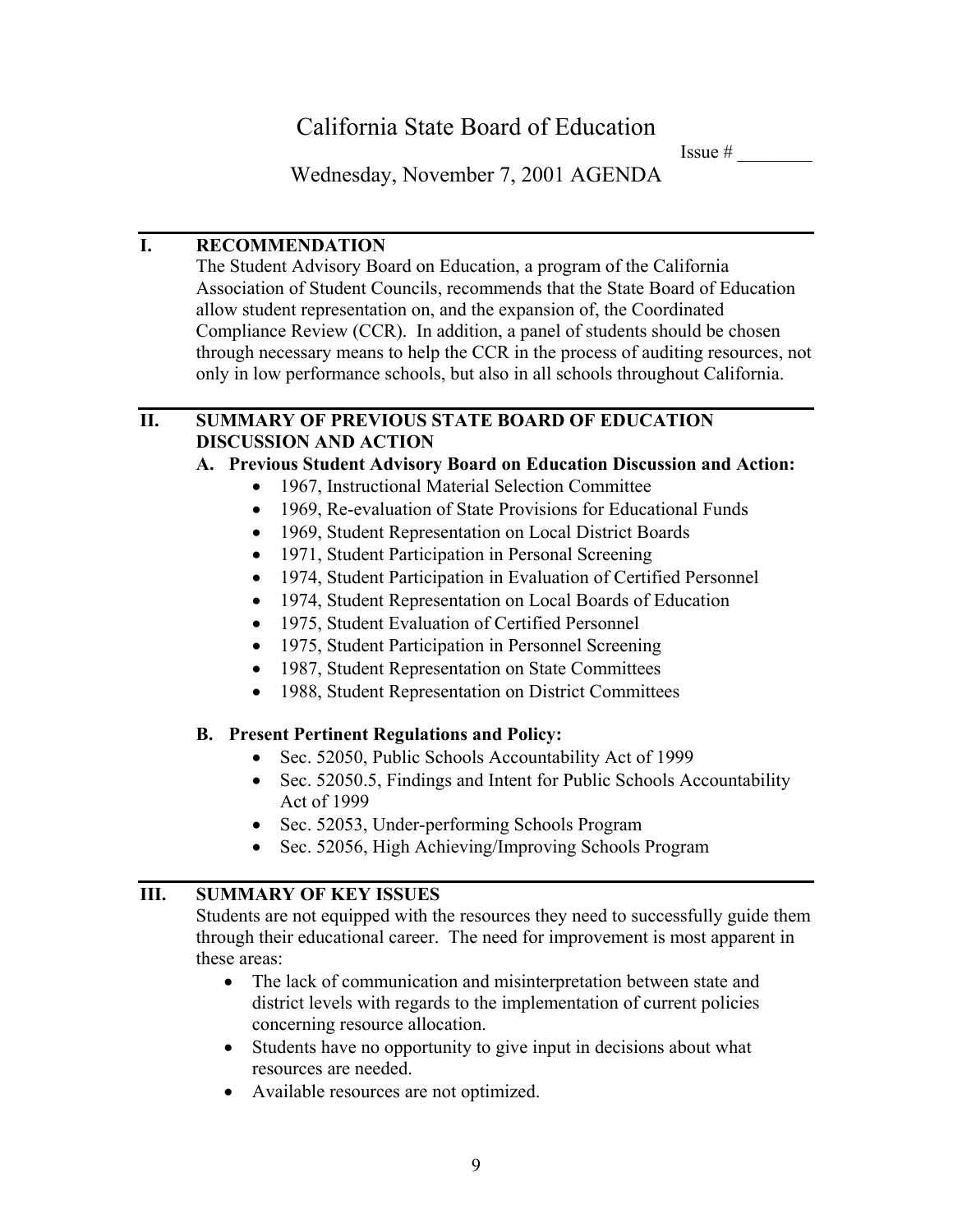# California State Board of Education

Issue # ________

Wednesday, November 7, 2001 AGENDA

## I. RECOMMENDATION

The Student Advisory Board on Education, a program of the California Association of Student Councils, recommends that the State Board of Education allow student representation on, and the expansion of, the Coordinated Compliance Review (CCR). In addition, a panel of students should be chosen through necessary means to help the CCR in the process of auditing resources, not only in low performance schools, but also in all schools throughout California.

## II. SUMMARY OF PREVIOUS STATE BOARD OF EDUCATION DISCUSSION AND ACTION

### A. Previous Student Advisory Board on Education Discussion and Action:

- 1967, Instructional Material Selection Committee
- 1969, Re-evaluation of State Provisions for Educational Funds
- 1969, Student Representation on Local District Boards
- 1971, Student Participation in Personal Screening
- 1974, Student Participation in Evaluation of Certified Personnel
- 1974, Student Representation on Local Boards of Education
- 1975, Student Evaluation of Certified Personnel
- 1975, Student Participation in Personnel Screening
- 1987, Student Representation on State Committees
- 1988, Student Representation on District Committees

### B. Present Pertinent Regulations and Policy:

- Sec. 52050, Public Schools Accountability Act of 1999
- Sec. 52050.5, Findings and Intent for Public Schools Accountability Act of 1999
- Sec. 52053, Under-performing Schools Program
- Sec. 52056, High Achieving/Improving Schools Program

## III. SUMMARY OF KEY ISSUES

Students are not equipped with the resources they need to successfully guide them through their educational career. The need for improvement is most apparent in these areas:

- The lack of communication and misinterpretation between state and district levels with regards to the implementation of current policies concerning resource allocation.
- Students have no opportunity to give input in decisions about what resources are needed.
- Available resources are not optimized.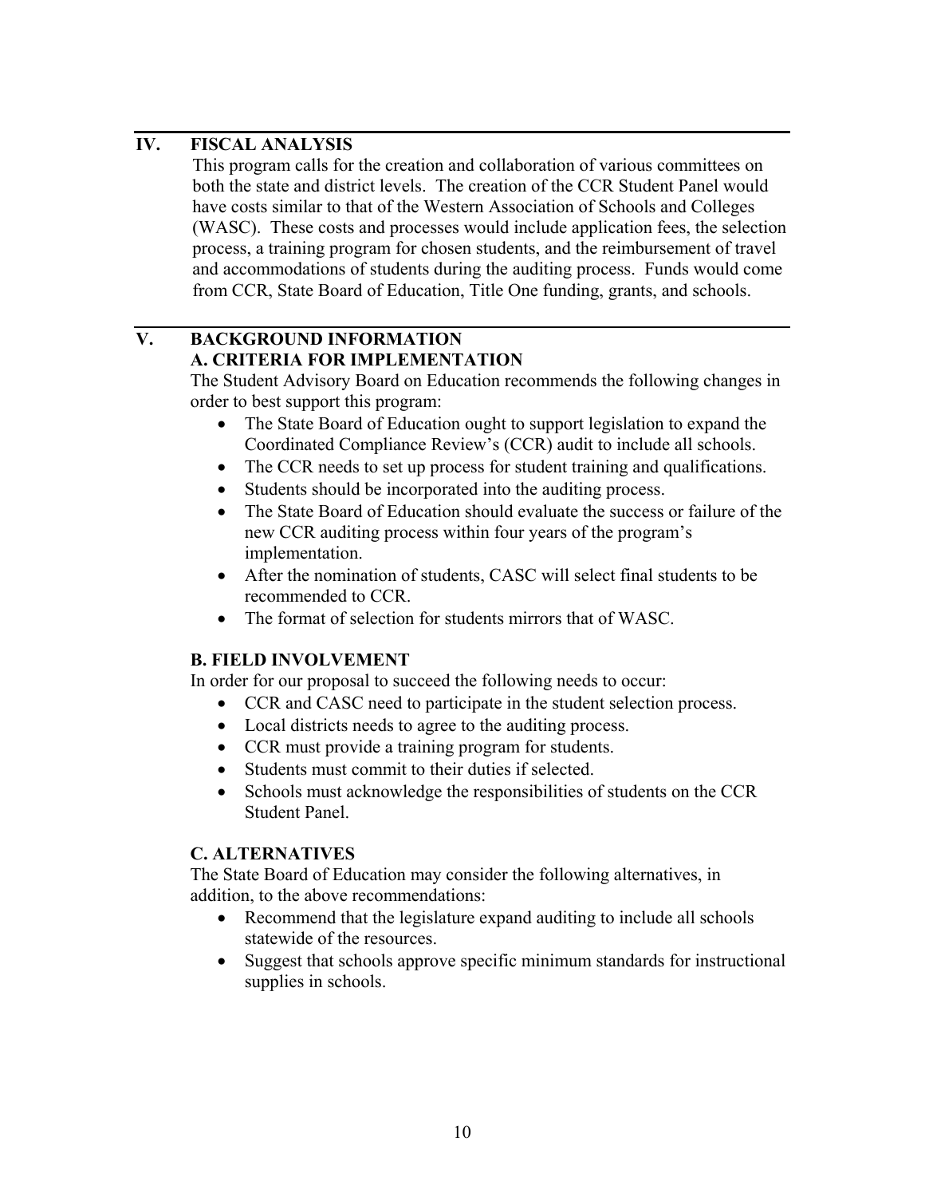## IV. FISCAL ANALYSIS

This program calls for the creation and collaboration of various committees on both the state and district levels. The creation of the CCR Student Panel would have costs similar to that of the Western Association of Schools and Colleges (WASC). These costs and processes would include application fees, the selection process, a training program for chosen students, and the reimbursement of travel and accommodations of students during the auditing process. Funds would come from CCR, State Board of Education, Title One funding, grants, and schools.

## V. BACKGROUND INFORMATION

### A. CRITERIA FOR IMPLEMENTATION

The Student Advisory Board on Education recommends the following changes in order to best support this program:

- The State Board of Education ought to support legislation to expand the Coordinated Compliance Review's (CCR) audit to include all schools.
- The CCR needs to set up process for student training and qualifications.
- Students should be incorporated into the auditing process.
- The State Board of Education should evaluate the success or failure of the new CCR auditing process within four years of the program's implementation.
- After the nomination of students, CASC will select final students to be recommended to CCR.
- The format of selection for students mirrors that of WASC.

### B. FIELD INVOLVEMENT

In order for our proposal to succeed the following needs to occur:

- CCR and CASC need to participate in the student selection process.
- Local districts needs to agree to the auditing process.
- CCR must provide a training program for students.
- Students must commit to their duties if selected.
- Schools must acknowledge the responsibilities of students on the CCR Student Panel.

### C. ALTERNATIVES

The State Board of Education may consider the following alternatives, in addition, to the above recommendations:

- Recommend that the legislature expand auditing to include all schools statewide of the resources.
- Suggest that schools approve specific minimum standards for instructional supplies in schools.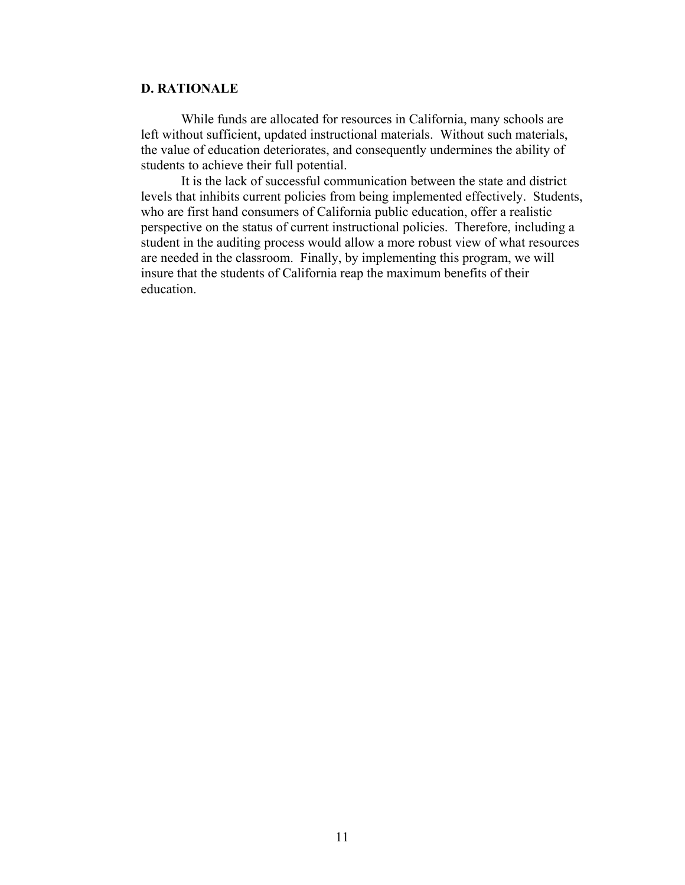## D. RATIONALE

While funds are allocated for resources in California, many schools are left without sufficient, updated instructional materials. Without such materials, the value of education deteriorates, and consequently undermines the ability of students to achieve their full potential.

It is the lack of successful communication between the state and district levels that inhibits current policies from being implemented effectively. Students, who are first hand consumers of California public education, offer a realistic perspective on the status of current instructional policies. Therefore, including a student in the auditing process would allow a more robust view of what resources are needed in the classroom. Finally, by implementing this program, we will insure that the students of California reap the maximum benefits of their education.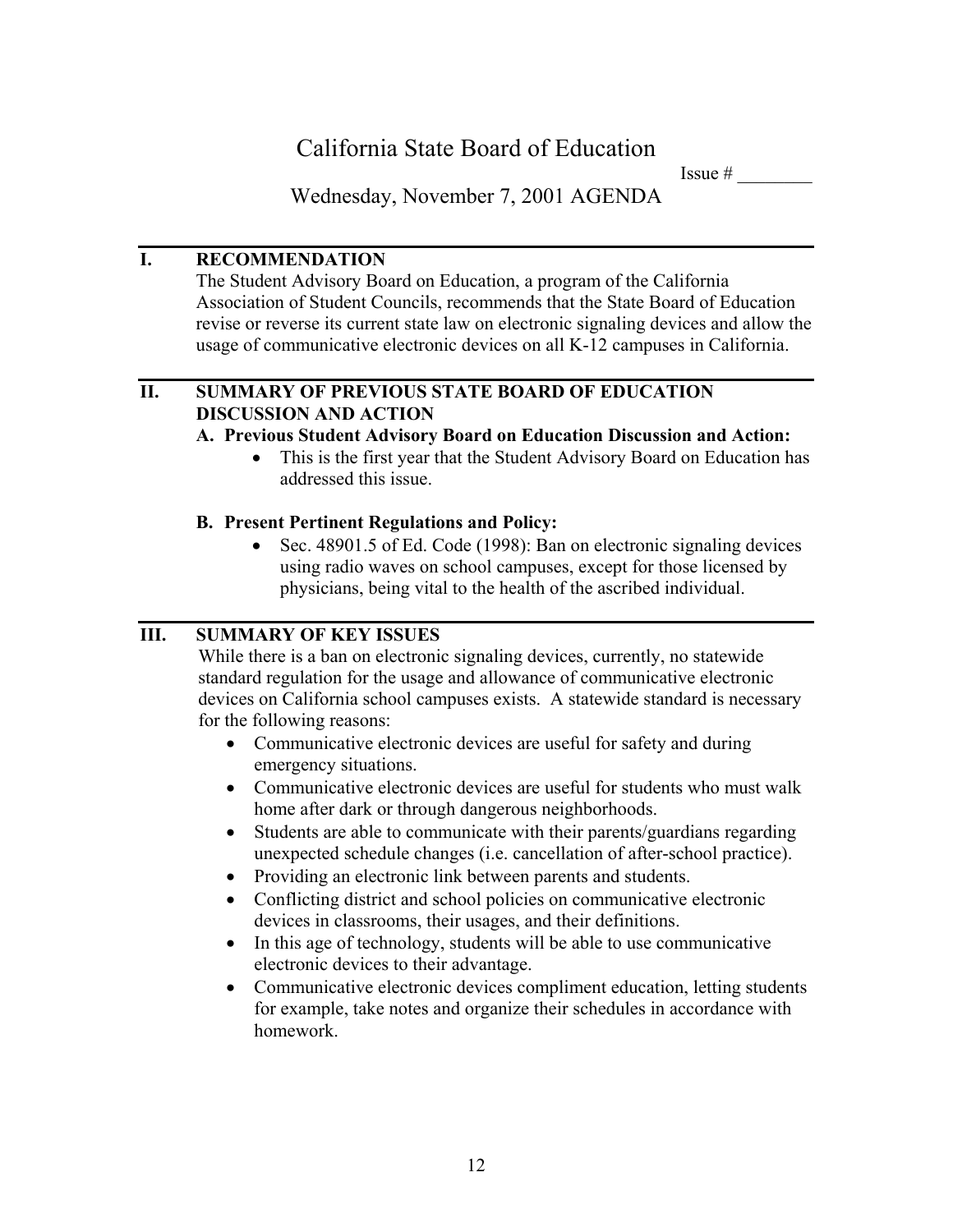# California State Board of Education

Issue # ________

Wednesday, November 7, 2001 AGENDA

## I. RECOMMENDATION

The Student Advisory Board on Education, a program of the California Association of Student Councils, recommends that the State Board of Education revise or reverse its current state law on electronic signaling devices and allow the usage of communicative electronic devices on all K-12 campuses in California.

## II. SUMMARY OF PREVIOUS STATE BOARD OF EDUCATION DISCUSSION AND ACTION

### A. Previous Student Advisory Board on Education Discussion and Action:

- This is the first year that the Student Advisory Board on Education has addressed this issue.

### B. Present Pertinent Regulations and Policy:

- Sec. 48901.5 of Ed. Code (1998): Ban on electronic signaling devices using radio waves on school campuses, except for those licensed by physicians, being vital to the health of the ascribed individual.

## III. SUMMARY OF KEY ISSUES

While there is a ban on electronic signaling devices, currently, no statewide standard regulation for the usage and allowance of communicative electronic devices on California school campuses exists. A statewide standard is necessary for the following reasons:

- Communicative electronic devices are useful for safety and during emergency situations.
- Communicative electronic devices are useful for students who must walk home after dark or through dangerous neighborhoods.
- Students are able to communicate with their parents/guardians regarding unexpected schedule changes (i.e. cancellation of after-school practice).
- Providing an electronic link between parents and students.
- Conflicting district and school policies on communicative electronic devices in classrooms, their usages, and their definitions.
- In this age of technology, students will be able to use communicative electronic devices to their advantage.
- Communicative electronic devices compliment education, letting students for example, take notes and organize their schedules in accordance with homework.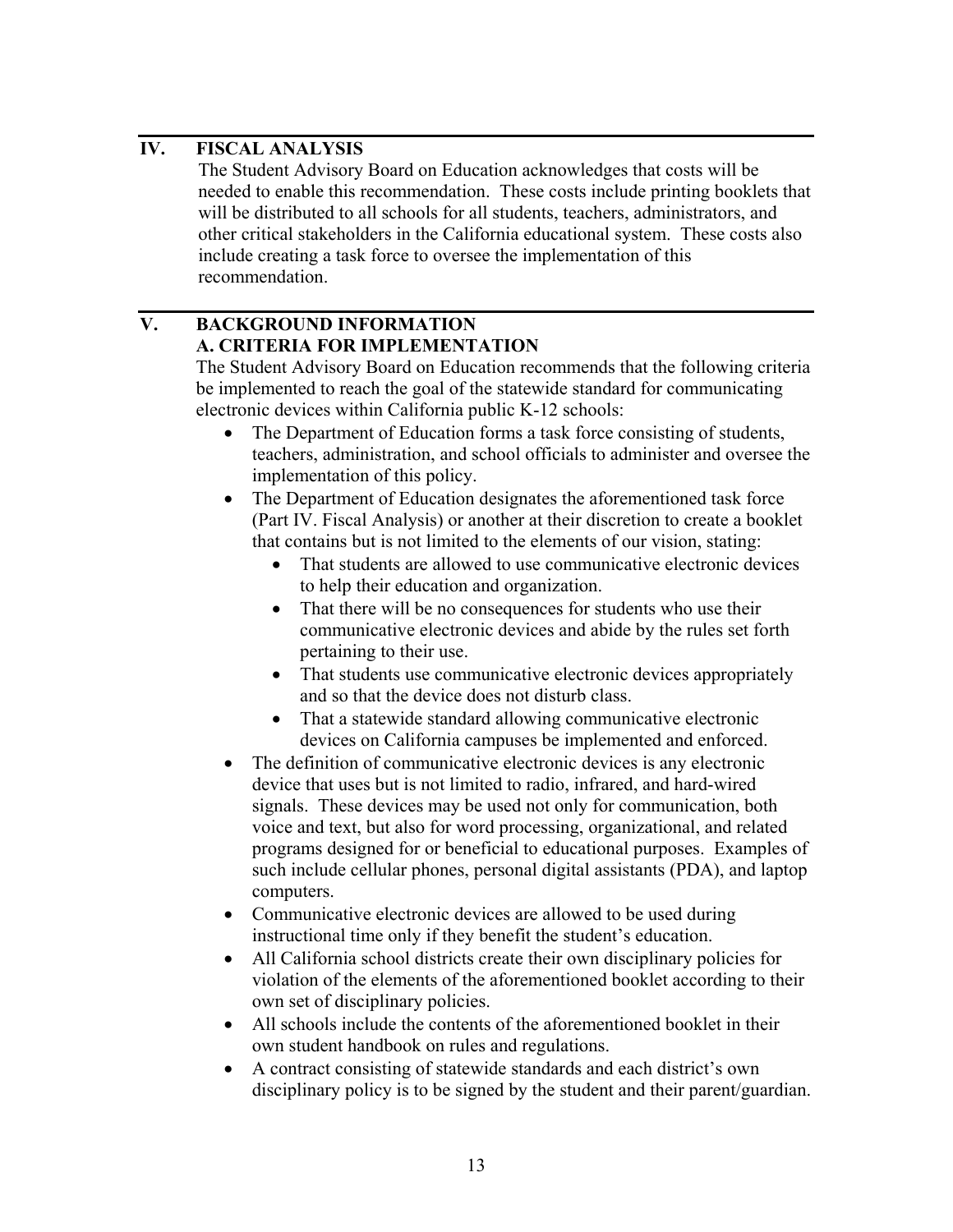## IV. FISCAL ANALYSIS

The Student Advisory Board on Education acknowledges that costs will be needed to enable this recommendation. These costs include printing booklets that will be distributed to all schools for all students, teachers, administrators, and other critical stakeholders in the California educational system. These costs also include creating a task force to oversee the implementation of this recommendation.

## V. BACKGROUND INFORMATION

### A. CRITERIA FOR IMPLEMENTATION

The Student Advisory Board on Education recommends that the following criteria be implemented to reach the goal of the statewide standard for communicating electronic devices within California public K-12 schools:

- The Department of Education forms a task force consisting of students, teachers, administration, and school officials to administer and oversee the implementation of this policy.
- The Department of Education designates the aforementioned task force (Part IV. Fiscal Analysis) or another at their discretion to create a booklet that contains but is not limited to the elements of our vision, stating:
  - That students are allowed to use communicative electronic devices to help their education and organization.
  - That there will be no consequences for students who use their communicative electronic devices and abide by the rules set forth pertaining to their use.
  - That students use communicative electronic devices appropriately and so that the device does not disturb class.
  - That a statewide standard allowing communicative electronic devices on California campuses be implemented and enforced.
- The definition of communicative electronic devices is any electronic device that uses but is not limited to radio, infrared, and hard-wired signals. These devices may be used not only for communication, both voice and text, but also for word processing, organizational, and related programs designed for or beneficial to educational purposes. Examples of such include cellular phones, personal digital assistants (PDA), and laptop computers.
- Communicative electronic devices are allowed to be used during instructional time only if they benefit the student's education.
- All California school districts create their own disciplinary policies for violation of the elements of the aforementioned booklet according to their own set of disciplinary policies.
- All schools include the contents of the aforementioned booklet in their own student handbook on rules and regulations.
- A contract consisting of statewide standards and each district's own disciplinary policy is to be signed by the student and their parent/guardian.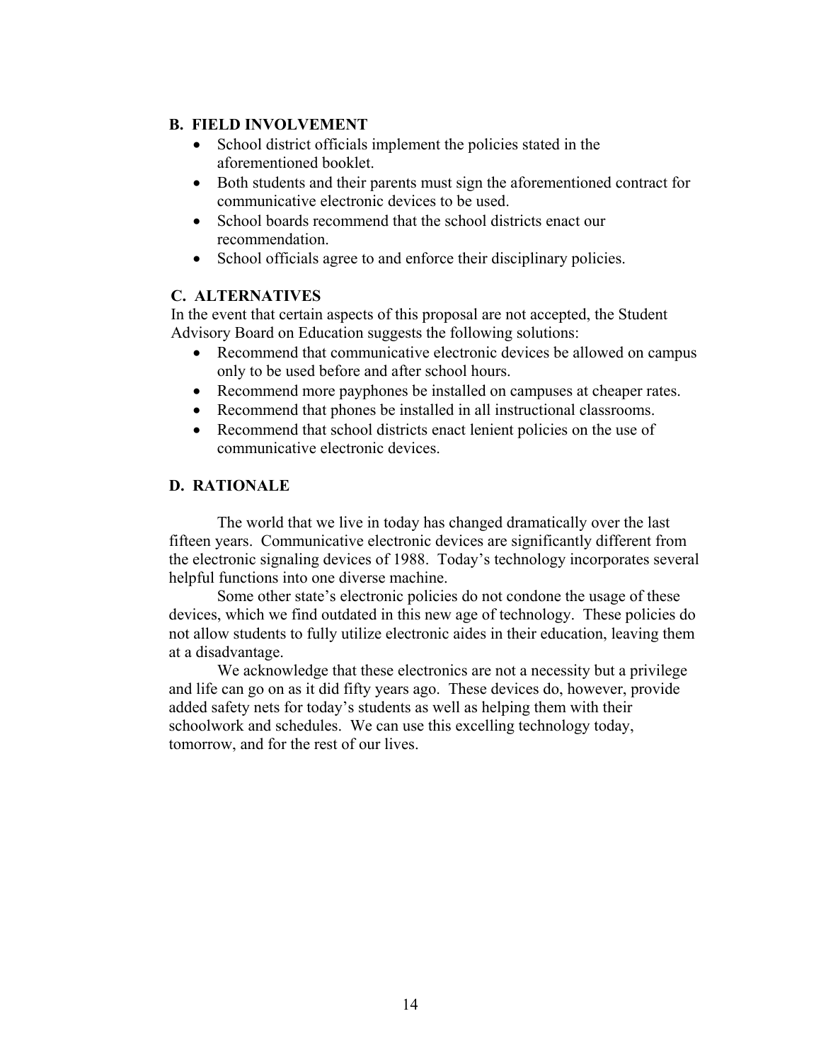## B. FIELD INVOLVEMENT

- School district officials implement the policies stated in the aforementioned booklet.
- Both students and their parents must sign the aforementioned contract for communicative electronic devices to be used.
- School boards recommend that the school districts enact our recommendation.
- School officials agree to and enforce their disciplinary policies.

## C. ALTERNATIVES

In the event that certain aspects of this proposal are not accepted, the Student Advisory Board on Education suggests the following solutions:

- Recommend that communicative electronic devices be allowed on campus only to be used before and after school hours.
- Recommend more payphones be installed on campuses at cheaper rates.
- Recommend that phones be installed in all instructional classrooms.
- Recommend that school districts enact lenient policies on the use of communicative electronic devices.

## D. RATIONALE

The world that we live in today has changed dramatically over the last fifteen years. Communicative electronic devices are significantly different from the electronic signaling devices of 1988. Today's technology incorporates several helpful functions into one diverse machine.

Some other state's electronic policies do not condone the usage of these devices, which we find outdated in this new age of technology. These policies do not allow students to fully utilize electronic aides in their education, leaving them at a disadvantage.

We acknowledge that these electronics are not a necessity but a privilege and life can go on as it did fifty years ago. These devices do, however, provide added safety nets for today's students as well as helping them with their schoolwork and schedules. We can use this excelling technology today, tomorrow, and for the rest of our lives.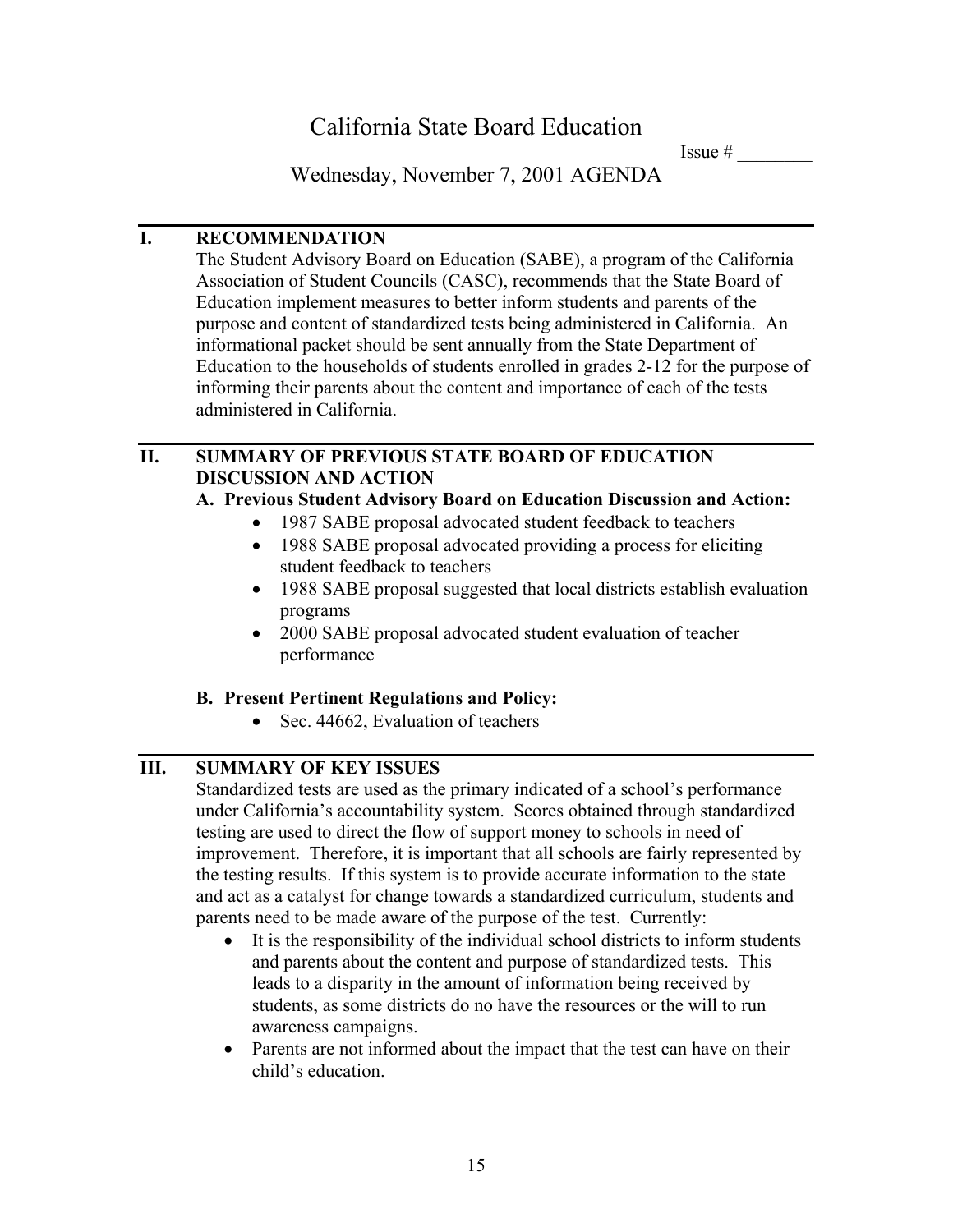# California State Board Education

Issue # ________

## Wednesday, November 7, 2001 AGENDA

### I. RECOMMENDATION

The Student Advisory Board on Education (SABE), a program of the California Association of Student Councils (CASC), recommends that the State Board of Education implement measures to better inform students and parents of the purpose and content of standardized tests being administered in California. An informational packet should be sent annually from the State Department of Education to the households of students enrolled in grades 2-12 for the purpose of informing their parents about the content and importance of each of the tests administered in California.

### II. SUMMARY OF PREVIOUS STATE BOARD OF EDUCATION DISCUSSION AND ACTION

**A. Previous Student Advisory Board on Education Discussion and Action:**

- 1987 SABE proposal advocated student feedback to teachers
- 1988 SABE proposal advocated providing a process for eliciting student feedback to teachers
- 1988 SABE proposal suggested that local districts establish evaluation programs
- 2000 SABE proposal advocated student evaluation of teacher performance

**B. Present Pertinent Regulations and Policy:**

- Sec. 44662, Evaluation of teachers

### III. SUMMARY OF KEY ISSUES

Standardized tests are used as the primary indicated of a school's performance under California's accountability system. Scores obtained through standardized testing are used to direct the flow of support money to schools in need of improvement. Therefore, it is important that all schools are fairly represented by the testing results. If this system is to provide accurate information to the state and act as a catalyst for change towards a standardized curriculum, students and parents need to be made aware of the purpose of the test. Currently:

- It is the responsibility of the individual school districts to inform students and parents about the content and purpose of standardized tests. This leads to a disparity in the amount of information being received by students, as some districts do no have the resources or the will to run awareness campaigns.
- Parents are not informed about the impact that the test can have on their child's education.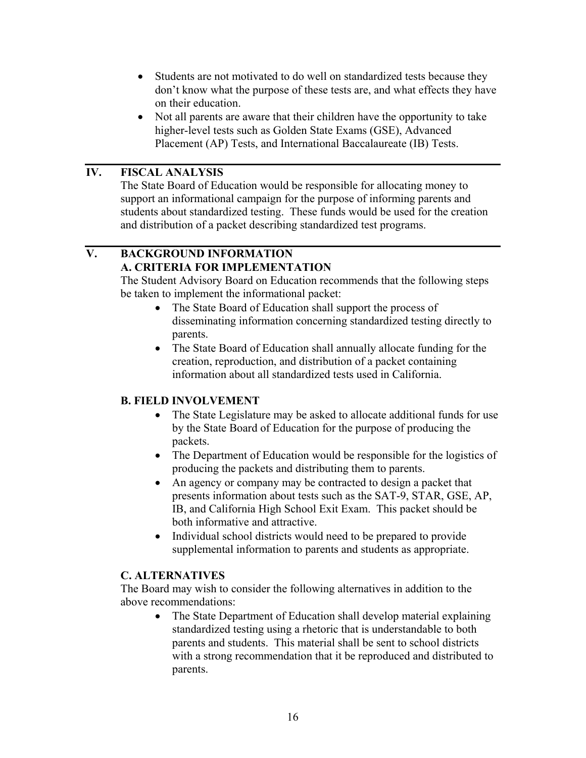- Students are not motivated to do well on standardized tests because they don't know what the purpose of these tests are, and what effects they have on their education.
- Not all parents are aware that their children have the opportunity to take higher-level tests such as Golden State Exams (GSE), Advanced Placement (AP) Tests, and International Baccalaureate (IB) Tests.

## IV. FISCAL ANALYSIS

The State Board of Education would be responsible for allocating money to support an informational campaign for the purpose of informing parents and students about standardized testing. These funds would be used for the creation and distribution of a packet describing standardized test programs.

## V. BACKGROUND INFORMATION

### A. CRITERIA FOR IMPLEMENTATION

The Student Advisory Board on Education recommends that the following steps be taken to implement the informational packet:

- The State Board of Education shall support the process of disseminating information concerning standardized testing directly to parents.
- The State Board of Education shall annually allocate funding for the creation, reproduction, and distribution of a packet containing information about all standardized tests used in California.

### B. FIELD INVOLVEMENT

- The State Legislature may be asked to allocate additional funds for use by the State Board of Education for the purpose of producing the packets.
- The Department of Education would be responsible for the logistics of producing the packets and distributing them to parents.
- An agency or company may be contracted to design a packet that presents information about tests such as the SAT-9, STAR, GSE, AP, IB, and California High School Exit Exam. This packet should be both informative and attractive.
- Individual school districts would need to be prepared to provide supplemental information to parents and students as appropriate.

### C. ALTERNATIVES

The Board may wish to consider the following alternatives in addition to the above recommendations:

- The State Department of Education shall develop material explaining standardized testing using a rhetoric that is understandable to both parents and students. This material shall be sent to school districts with a strong recommendation that it be reproduced and distributed to parents.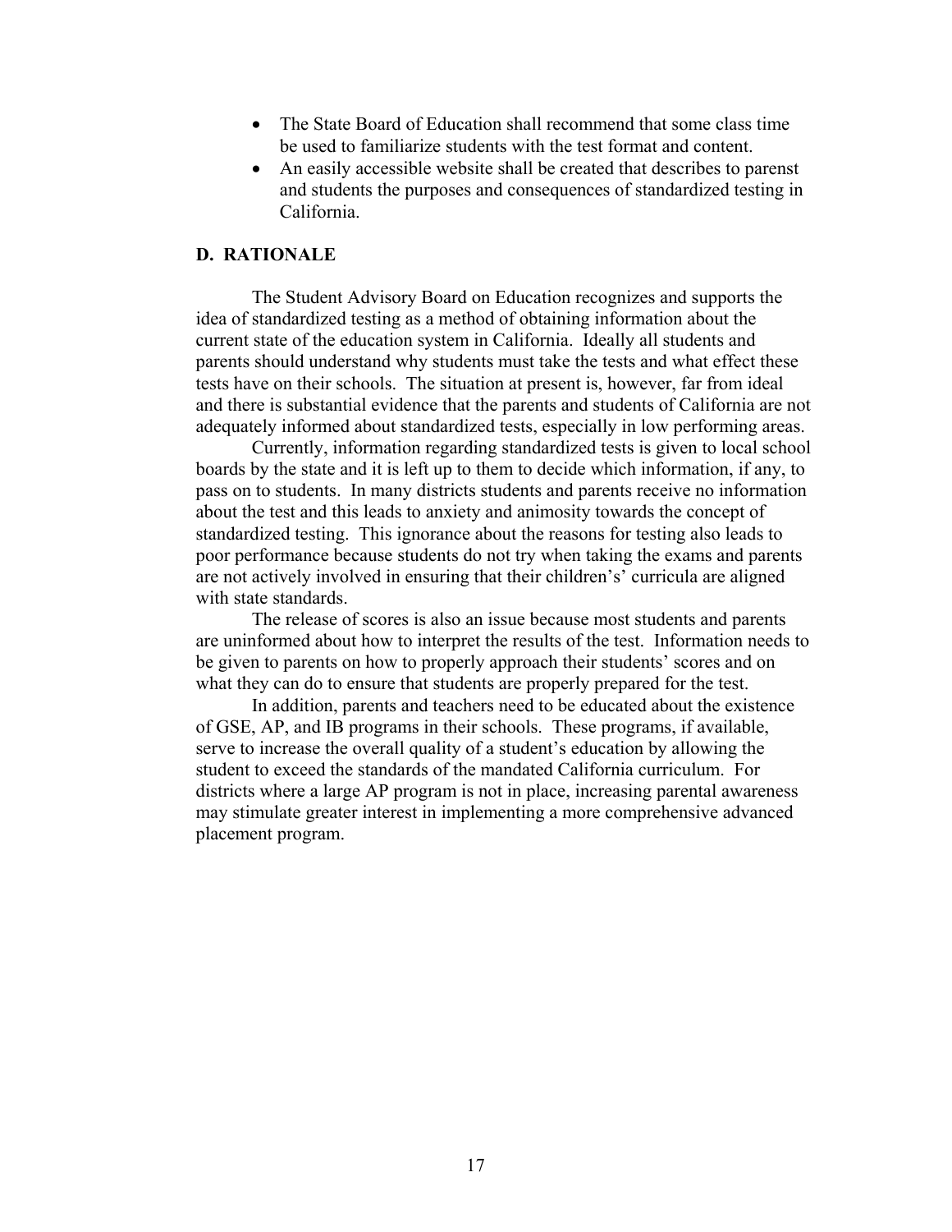- The State Board of Education shall recommend that some class time be used to familiarize students with the test format and content.
- An easily accessible website shall be created that describes to parenst and students the purposes and consequences of standardized testing in California.

### D. RATIONALE

The Student Advisory Board on Education recognizes and supports the idea of standardized testing as a method of obtaining information about the current state of the education system in California. Ideally all students and parents should understand why students must take the tests and what effect these tests have on their schools. The situation at present is, however, far from ideal and there is substantial evidence that the parents and students of California are not adequately informed about standardized tests, especially in low performing areas.

Currently, information regarding standardized tests is given to local school boards by the state and it is left up to them to decide which information, if any, to pass on to students. In many districts students and parents receive no information about the test and this leads to anxiety and animosity towards the concept of standardized testing. This ignorance about the reasons for testing also leads to poor performance because students do not try when taking the exams and parents are not actively involved in ensuring that their children's' curricula are aligned with state standards.

The release of scores is also an issue because most students and parents are uninformed about how to interpret the results of the test. Information needs to be given to parents on how to properly approach their students' scores and on what they can do to ensure that students are properly prepared for the test.

In addition, parents and teachers need to be educated about the existence of GSE, AP, and IB programs in their schools. These programs, if available, serve to increase the overall quality of a student's education by allowing the student to exceed the standards of the mandated California curriculum. For districts where a large AP program is not in place, increasing parental awareness may stimulate greater interest in implementing a more comprehensive advanced placement program.